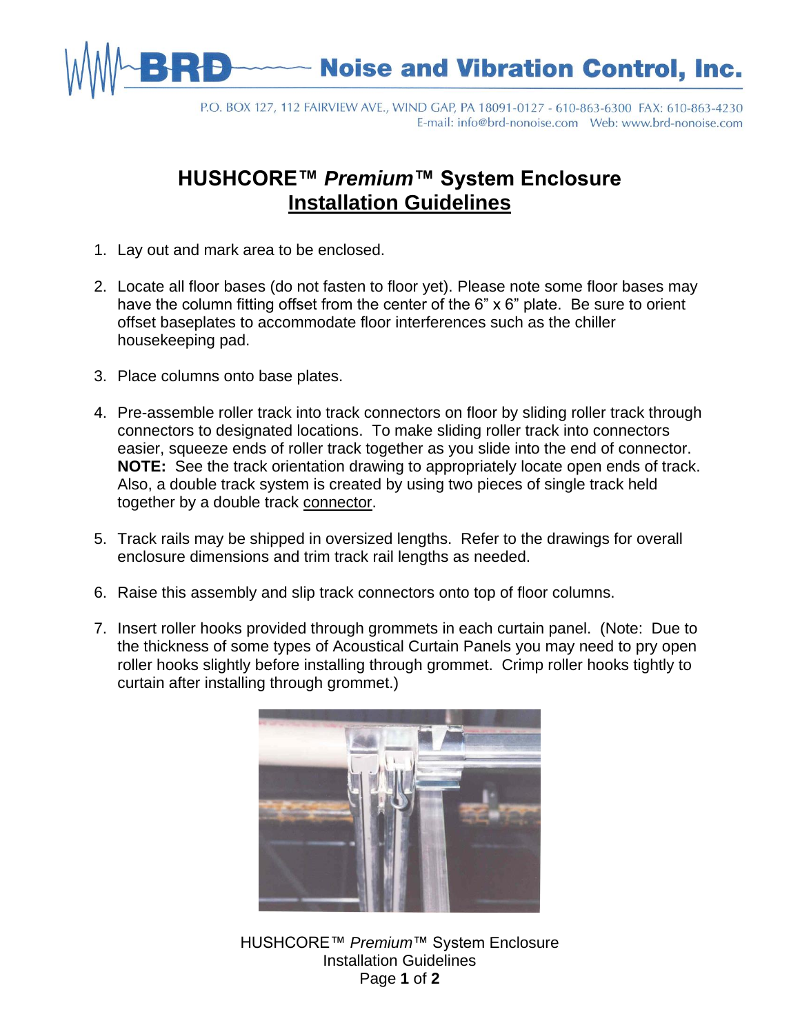BRD Noise and Vibration Control, Inc.

P.O. BOX 127, 112 FAIRVIEW AVE., WIND GAP, PA 18091-0127 - 610-863-6300 FAX: 610-863-4230
E-mail: info@brd-nonoise.com Web: www.brd-nonoise.com

# HUSHCORE™ *Premium*™ System Enclosure

## Installation Guidelines

1. Lay out and mark area to be enclosed.

2. Locate all floor bases (do not fasten to floor yet). Please note some floor bases may have the column fitting offset from the center of the 6" x 6" plate. Be sure to orient offset baseplates to accommodate floor interferences such as the chiller housekeeping pad.

3. Place columns onto base plates.

4. Pre-assemble roller track into track connectors on floor by sliding roller track through connectors to designated locations. To make sliding roller track into connectors easier, squeeze ends of roller track together as you slide into the end of connector. **NOTE:** See the track orientation drawing to appropriately locate open ends of track. Also, a double track system is created by using two pieces of single track held together by a double track connector.

5. Track rails may be shipped in oversized lengths. Refer to the drawings for overall enclosure dimensions and trim track rail lengths as needed.

6. Raise this assembly and slip track connectors onto top of floor columns.

7. Insert roller hooks provided through grommets in each curtain panel. (Note: Due to the thickness of some types of Acoustical Curtain Panels you may need to pry open roller hooks slightly before installing through grommet. Crimp roller hooks tightly to curtain after installing through grommet.)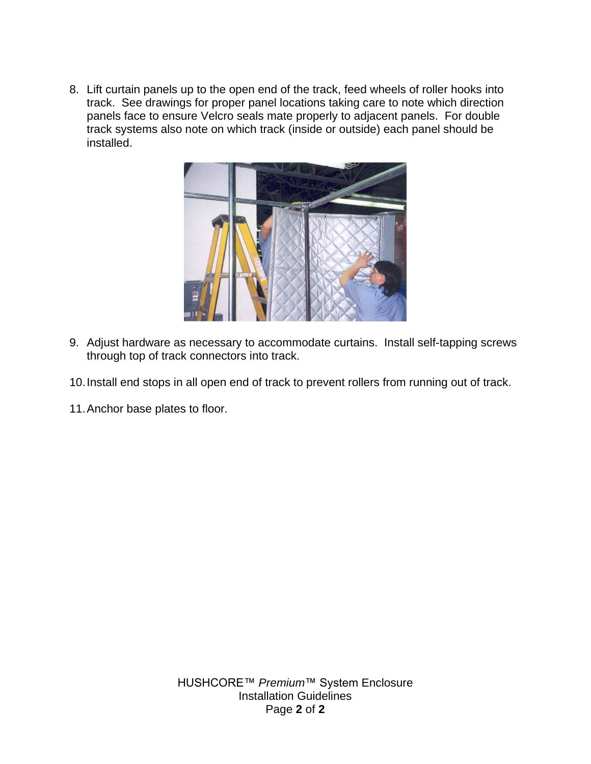8. Lift curtain panels up to the open end of the track, feed wheels of roller hooks into track. See drawings for proper panel locations taking care to note which direction panels face to ensure Velcro seals mate properly to adjacent panels. For double track systems also note on which track (inside or outside) each panel should be installed.

9. Adjust hardware as necessary to accommodate curtains. Install self-tapping screws through top of track connectors into track.

10. Install end stops in all open end of track to prevent rollers from running out of track.

11. Anchor base plates to floor.